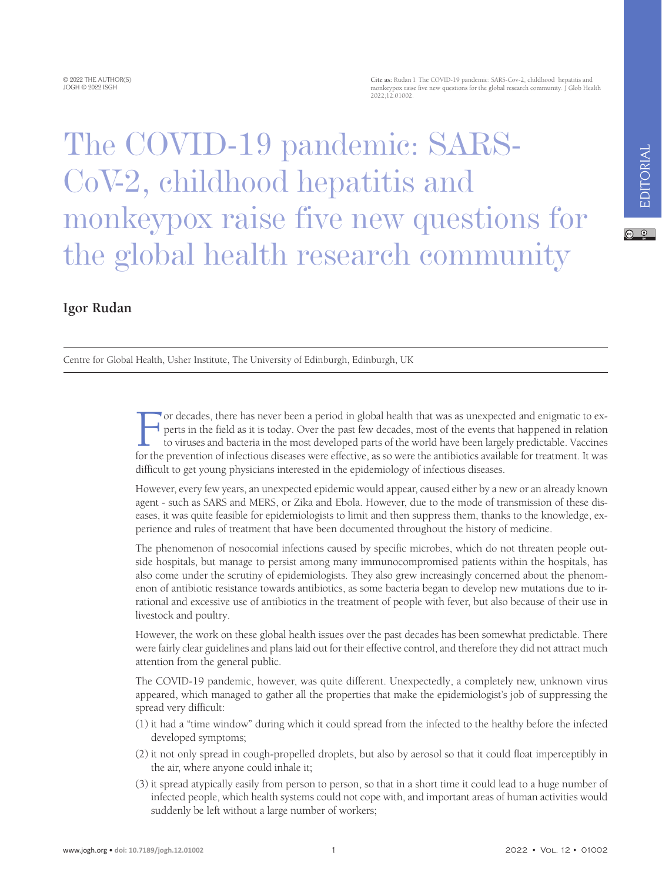© 2022 THE AUTHOR(S)
JOGH © 2022 ISGH

**Cite as:** Rudan I. The COVID-19 pandemic: SARS-Cov-2, childhood hepatitis and monkeypox raise five new questions for the global research community. J Glob Health 2022;12:01002.

EDITORIAL

# The COVID-19 pandemic: SARS-CoV-2, childhood hepatitis and monkeypox raise five new questions for the global health research community

**Igor Rudan**

Centre for Global Health, Usher Institute, The University of Edinburgh, Edinburgh, UK

For decades, there has never been a period in global health that was as unexpected and enigmatic to experts in the field as it is today. Over the past few decades, most of the events that happened in relation to viruses and bacteria in the most developed parts of the world have been largely predictable. Vaccines for the prevention of infectious diseases were effective, as so were the antibiotics available for treatment. It was difficult to get young physicians interested in the epidemiology of infectious diseases.

However, every few years, an unexpected epidemic would appear, caused either by a new or an already known agent - such as SARS and MERS, or Zika and Ebola. However, due to the mode of transmission of these diseases, it was quite feasible for epidemiologists to limit and then suppress them, thanks to the knowledge, experience and rules of treatment that have been documented throughout the history of medicine.

The phenomenon of nosocomial infections caused by specific microbes, which do not threaten people outside hospitals, but manage to persist among many immunocompromised patients within the hospitals, has also come under the scrutiny of epidemiologists. They also grew increasingly concerned about the phenomenon of antibiotic resistance towards antibiotics, as some bacteria began to develop new mutations due to irrational and excessive use of antibiotics in the treatment of people with fever, but also because of their use in livestock and poultry.

However, the work on these global health issues over the past decades has been somewhat predictable. There were fairly clear guidelines and plans laid out for their effective control, and therefore they did not attract much attention from the general public.

The COVID-19 pandemic, however, was quite different. Unexpectedly, a completely new, unknown virus appeared, which managed to gather all the properties that make the epidemiologist's job of suppressing the spread very difficult:

(1) it had a "time window" during which it could spread from the infected to the healthy before the infected developed symptoms;

(2) it not only spread in cough-propelled droplets, but also by aerosol so that it could float imperceptibly in the air, where anyone could inhale it;

(3) it spread atypically easily from person to person, so that in a short time it could lead to a huge number of infected people, which health systems could not cope with, and important areas of human activities would suddenly be left without a large number of workers;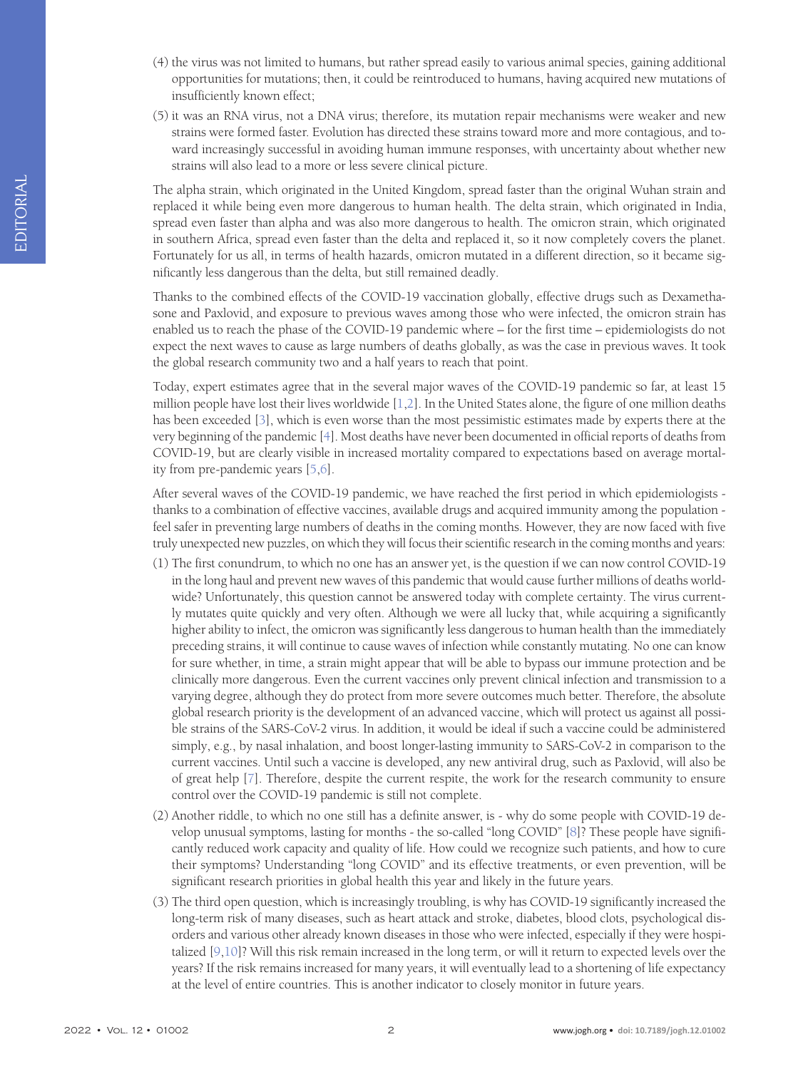(4) the virus was not limited to humans, but rather spread easily to various animal species, gaining additional opportunities for mutations; then, it could be reintroduced to humans, having acquired new mutations of insufficiently known effect;

(5) it was an RNA virus, not a DNA virus; therefore, its mutation repair mechanisms were weaker and new strains were formed faster. Evolution has directed these strains toward more and more contagious, and toward increasingly successful in avoiding human immune responses, with uncertainty about whether new strains will also lead to a more or less severe clinical picture.

The alpha strain, which originated in the United Kingdom, spread faster than the original Wuhan strain and replaced it while being even more dangerous to human health. The delta strain, which originated in India, spread even faster than alpha and was also more dangerous to health. The omicron strain, which originated in southern Africa, spread even faster than the delta and replaced it, so it now completely covers the planet. Fortunately for us all, in terms of health hazards, omicron mutated in a different direction, so it became significantly less dangerous than the delta, but still remained deadly.

Thanks to the combined effects of the COVID-19 vaccination globally, effective drugs such as Dexamethasone and Paxlovid, and exposure to previous waves among those who were infected, the omicron strain has enabled us to reach the phase of the COVID-19 pandemic where – for the first time – epidemiologists do not expect the next waves to cause as large numbers of deaths globally, as was the case in previous waves. It took the global research community two and a half years to reach that point.

Today, expert estimates agree that in the several major waves of the COVID-19 pandemic so far, at least 15 million people have lost their lives worldwide [1,2]. In the United States alone, the figure of one million deaths has been exceeded [3], which is even worse than the most pessimistic estimates made by experts there at the very beginning of the pandemic [4]. Most deaths have never been documented in official reports of deaths from COVID-19, but are clearly visible in increased mortality compared to expectations based on average mortality from pre-pandemic years [5,6].

After several waves of the COVID-19 pandemic, we have reached the first period in which epidemiologists - thanks to a combination of effective vaccines, available drugs and acquired immunity among the population - feel safer in preventing large numbers of deaths in the coming months. However, they are now faced with five truly unexpected new puzzles, on which they will focus their scientific research in the coming months and years:

(1) The first conundrum, to which no one has an answer yet, is the question if we can now control COVID-19 in the long haul and prevent new waves of this pandemic that would cause further millions of deaths worldwide? Unfortunately, this question cannot be answered today with complete certainty. The virus currently mutates quite quickly and very often. Although we were all lucky that, while acquiring a significantly higher ability to infect, the omicron was significantly less dangerous to human health than the immediately preceding strains, it will continue to cause waves of infection while constantly mutating. No one can know for sure whether, in time, a strain might appear that will be able to bypass our immune protection and be clinically more dangerous. Even the current vaccines only prevent clinical infection and transmission to a varying degree, although they do protect from more severe outcomes much better. Therefore, the absolute global research priority is the development of an advanced vaccine, which will protect us against all possible strains of the SARS-CoV-2 virus. In addition, it would be ideal if such a vaccine could be administered simply, e.g., by nasal inhalation, and boost longer-lasting immunity to SARS-CoV-2 in comparison to the current vaccines. Until such a vaccine is developed, any new antiviral drug, such as Paxlovid, will also be of great help [7]. Therefore, despite the current respite, the work for the research community to ensure control over the COVID-19 pandemic is still not complete.

(2) Another riddle, to which no one still has a definite answer, is - why do some people with COVID-19 develop unusual symptoms, lasting for months - the so-called "long COVID" [8]? These people have significantly reduced work capacity and quality of life. How could we recognize such patients, and how to cure their symptoms? Understanding "long COVID" and its effective treatments, or even prevention, will be significant research priorities in global health this year and likely in the future years.

(3) The third open question, which is increasingly troubling, is why has COVID-19 significantly increased the long-term risk of many diseases, such as heart attack and stroke, diabetes, blood clots, psychological disorders and various other already known diseases in those who were infected, especially if they were hospitalized [9,10]? Will this risk remain increased in the long term, or will it return to expected levels over the years? If the risk remains increased for many years, it will eventually lead to a shortening of life expectancy at the level of entire countries. This is another indicator to closely monitor in future years.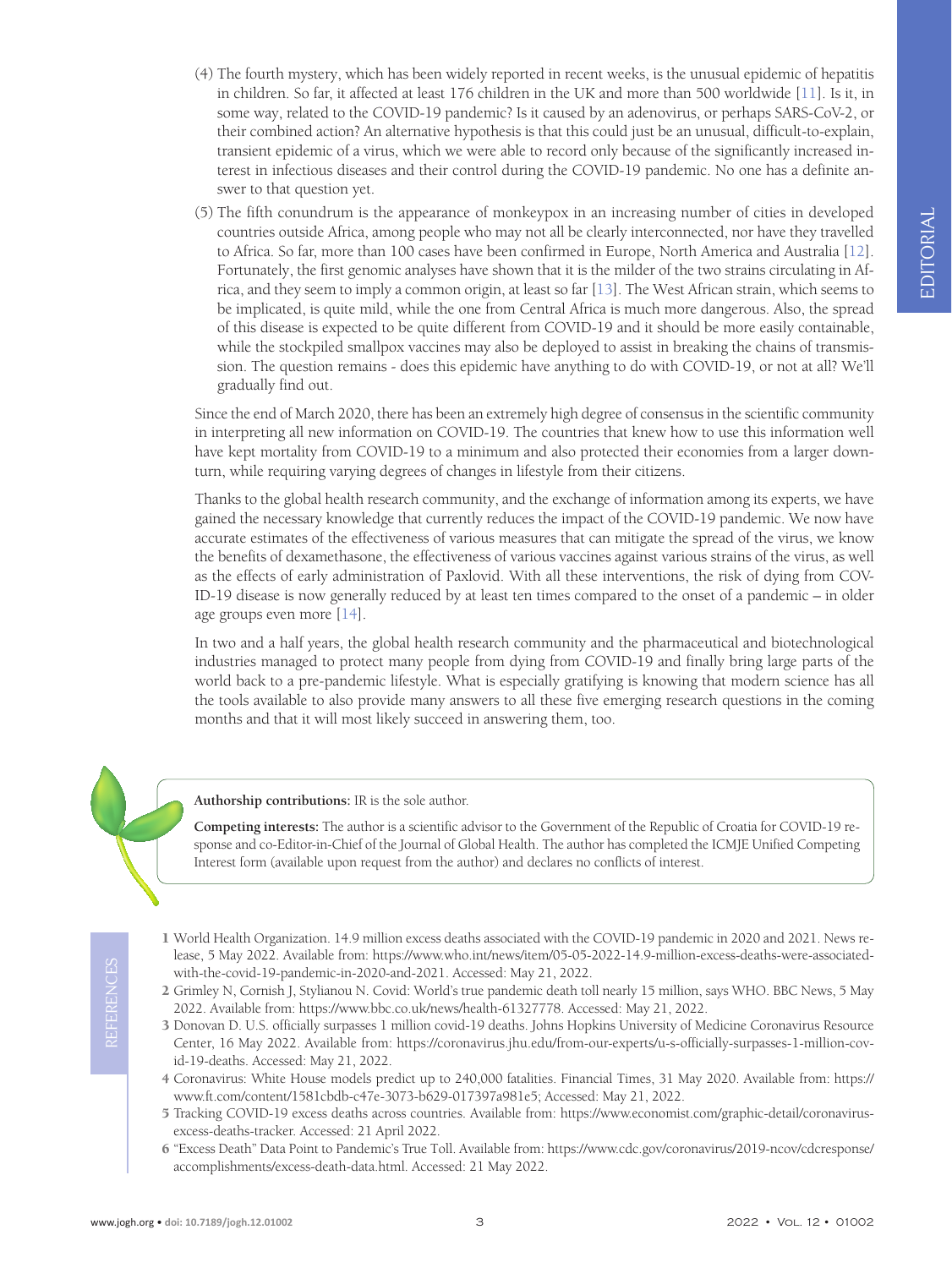(4) The fourth mystery, which has been widely reported in recent weeks, is the unusual epidemic of hepatitis in children. So far, it affected at least 176 children in the UK and more than 500 worldwide [11]. Is it, in some way, related to the COVID-19 pandemic? Is it caused by an adenovirus, or perhaps SARS-CoV-2, or their combined action? An alternative hypothesis is that this could just be an unusual, difficult-to-explain, transient epidemic of a virus, which we were able to record only because of the significantly increased interest in infectious diseases and their control during the COVID-19 pandemic. No one has a definite answer to that question yet.

(5) The fifth conundrum is the appearance of monkeypox in an increasing number of cities in developed countries outside Africa, among people who may not all be clearly interconnected, nor have they travelled to Africa. So far, more than 100 cases have been confirmed in Europe, North America and Australia [12]. Fortunately, the first genomic analyses have shown that it is the milder of the two strains circulating in Africa, and they seem to imply a common origin, at least so far [13]. The West African strain, which seems to be implicated, is quite mild, while the one from Central Africa is much more dangerous. Also, the spread of this disease is expected to be quite different from COVID-19 and it should be more easily containable, while the stockpiled smallpox vaccines may also be deployed to assist in breaking the chains of transmission. The question remains - does this epidemic have anything to do with COVID-19, or not at all? We'll gradually find out.

Since the end of March 2020, there has been an extremely high degree of consensus in the scientific community in interpreting all new information on COVID-19. The countries that knew how to use this information well have kept mortality from COVID-19 to a minimum and also protected their economies from a larger downturn, while requiring varying degrees of changes in lifestyle from their citizens.

Thanks to the global health research community, and the exchange of information among its experts, we have gained the necessary knowledge that currently reduces the impact of the COVID-19 pandemic. We now have accurate estimates of the effectiveness of various measures that can mitigate the spread of the virus, we know the benefits of dexamethasone, the effectiveness of various vaccines against various strains of the virus, as well as the effects of early administration of Paxlovid. With all these interventions, the risk of dying from COVID-19 disease is now generally reduced by at least ten times compared to the onset of a pandemic – in older age groups even more [14].

In two and a half years, the global health research community and the pharmaceutical and biotechnological industries managed to protect many people from dying from COVID-19 and finally bring large parts of the world back to a pre-pandemic lifestyle. What is especially gratifying is knowing that modern science has all the tools available to also provide many answers to all these five emerging research questions in the coming months and that it will most likely succeed in answering them, too.

**Authorship contributions:** IR is the sole author.

**Competing interests:** The author is a scientific advisor to the Government of the Republic of Croatia for COVID-19 response and co-Editor-in-Chief of the Journal of Global Health. The author has completed the ICMJE Unified Competing Interest form (available upon request from the author) and declares no conflicts of interest.

## REFERENCES

1 World Health Organization. 14.9 million excess deaths associated with the COVID-19 pandemic in 2020 and 2021. News release, 5 May 2022. Available from: https://www.who.int/news/item/05-05-2022-14.9-million-excess-deaths-were-associated-with-the-covid-19-pandemic-in-2020-and-2021. Accessed: May 21, 2022.

2 Grimley N, Cornish J, Stylianou N. Covid: World's true pandemic death toll nearly 15 million, says WHO. BBC News, 5 May 2022. Available from: https://www.bbc.co.uk/news/health-61327778. Accessed: May 21, 2022.

3 Donovan D. U.S. officially surpasses 1 million covid-19 deaths. Johns Hopkins University of Medicine Coronavirus Resource Center, 16 May 2022. Available from: https://coronavirus.jhu.edu/from-our-experts/u-s-officially-surpasses-1-million-covid-19-deaths. Accessed: May 21, 2022.

4 Coronavirus: White House models predict up to 240,000 fatalities. Financial Times, 31 May 2020. Available from: https://www.ft.com/content/1581cbdb-c47e-3073-b629-017397a981e5; Accessed: May 21, 2022.

5 Tracking COVID-19 excess deaths across countries. Available from: https://www.economist.com/graphic-detail/coronavirus-excess-deaths-tracker. Accessed: 21 April 2022.

6 "Excess Death" Data Point to Pandemic's True Toll. Available from: https://www.cdc.gov/coronavirus/2019-ncov/cdcresponse/accomplishments/excess-death-data.html. Accessed: 21 May 2022.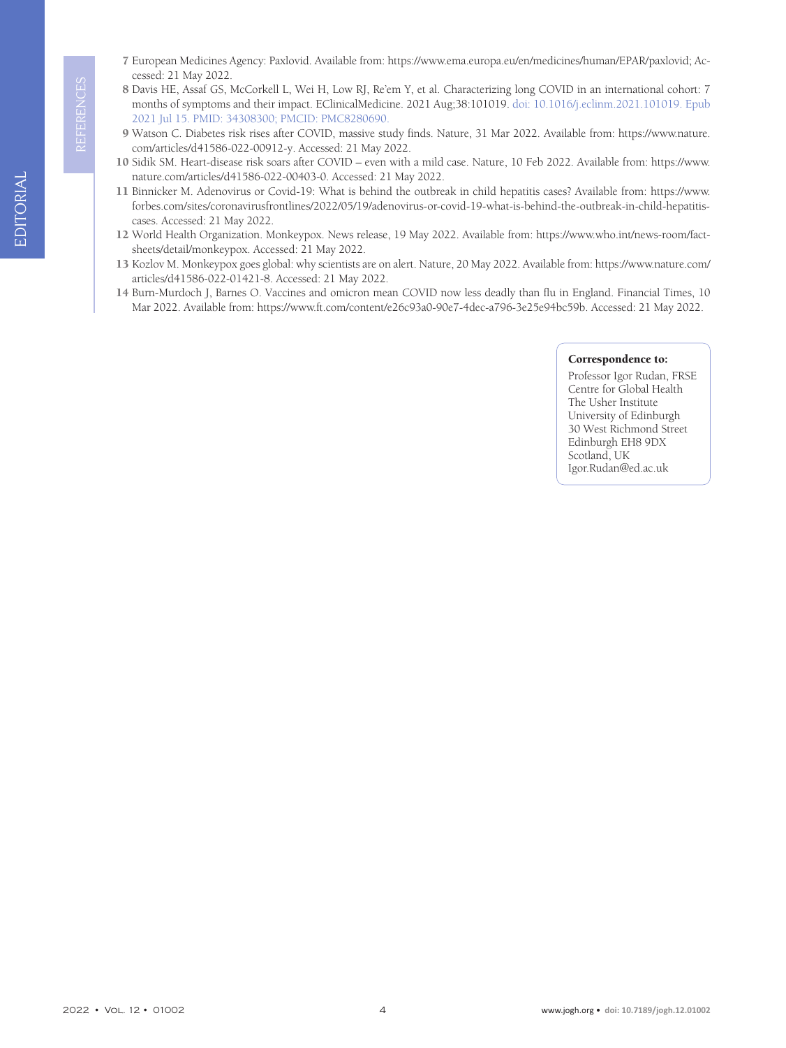7 European Medicines Agency: Paxlovid. Available from: https://www.ema.europa.eu/en/medicines/human/EPAR/paxlovid; Accessed: 21 May 2022.

8 Davis HE, Assaf GS, McCorkell L, Wei H, Low RJ, Re'em Y, et al. Characterizing long COVID in an international cohort: 7 months of symptoms and their impact. EClinicalMedicine. 2021 Aug;38:101019. doi: 10.1016/j.eclinm.2021.101019. Epub 2021 Jul 15. PMID: 34308300; PMCID: PMC8280690.

9 Watson C. Diabetes risk rises after COVID, massive study finds. Nature, 31 Mar 2022. Available from: https://www.nature.com/articles/d41586-022-00912-y. Accessed: 21 May 2022.

10 Sidik SM. Heart-disease risk soars after COVID – even with a mild case. Nature, 10 Feb 2022. Available from: https://www.nature.com/articles/d41586-022-00403-0. Accessed: 21 May 2022.

11 Binnicker M. Adenovirus or Covid-19: What is behind the outbreak in child hepatitis cases? Available from: https://www.forbes.com/sites/coronavirusfrontlines/2022/05/19/adenovirus-or-covid-19-what-is-behind-the-outbreak-in-child-hepatitis-cases. Accessed: 21 May 2022.

12 World Health Organization. Monkeypox. News release, 19 May 2022. Available from: https://www.who.int/news-room/fact-sheets/detail/monkeypox. Accessed: 21 May 2022.

13 Kozlov M. Monkeypox goes global: why scientists are on alert. Nature, 20 May 2022. Available from: https://www.nature.com/articles/d41586-022-01421-8. Accessed: 21 May 2022.

14 Burn-Murdoch J, Barnes O. Vaccines and omicron mean COVID now less deadly than flu in England. Financial Times, 10 Mar 2022. Available from: https://www.ft.com/content/e26c93a0-90e7-4dec-a796-3e25e94bc59b. Accessed: 21 May 2022.

**Correspondence to:**

Professor Igor Rudan, FRSE
Centre for Global Health
The Usher Institute
University of Edinburgh
30 West Richmond Street
Edinburgh EH8 9DX
Scotland, UK
Igor.Rudan@ed.ac.uk